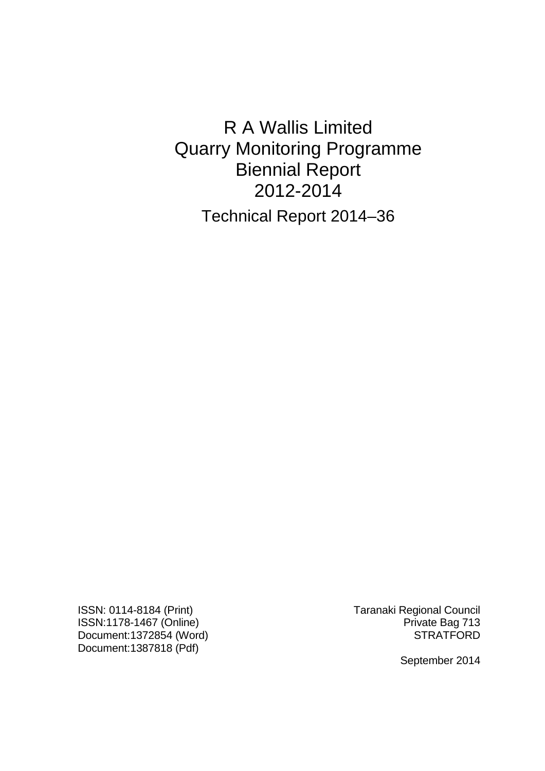# R A Wallis Limited
# Quarry Monitoring Programme
# Biennial Report
# 2012-2014

## Technical Report 2014–36

ISSN: 0114-8184 (Print)
ISSN:1178-1467 (Online)
Document:1372854 (Word)
Document:1387818 (Pdf)

Taranaki Regional Council
Private Bag 713
STRATFORD

September 2014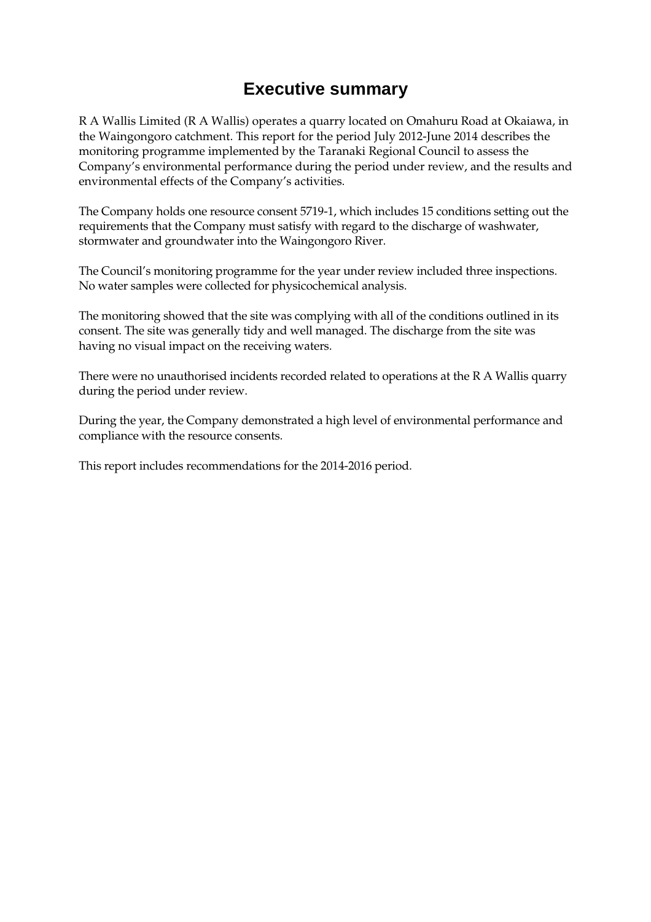# Executive summary

R A Wallis Limited (R A Wallis) operates a quarry located on Omahuru Road at Okaiawa, in the Waingongoro catchment. This report for the period July 2012-June 2014 describes the monitoring programme implemented by the Taranaki Regional Council to assess the Company's environmental performance during the period under review, and the results and environmental effects of the Company's activities.

The Company holds one resource consent 5719-1, which includes 15 conditions setting out the requirements that the Company must satisfy with regard to the discharge of washwater, stormwater and groundwater into the Waingongoro River.

The Council's monitoring programme for the year under review included three inspections. No water samples were collected for physicochemical analysis.

The monitoring showed that the site was complying with all of the conditions outlined in its consent. The site was generally tidy and well managed. The discharge from the site was having no visual impact on the receiving waters.

There were no unauthorised incidents recorded related to operations at the R A Wallis quarry during the period under review.

During the year, the Company demonstrated a high level of environmental performance and compliance with the resource consents.

This report includes recommendations for the 2014-2016 period.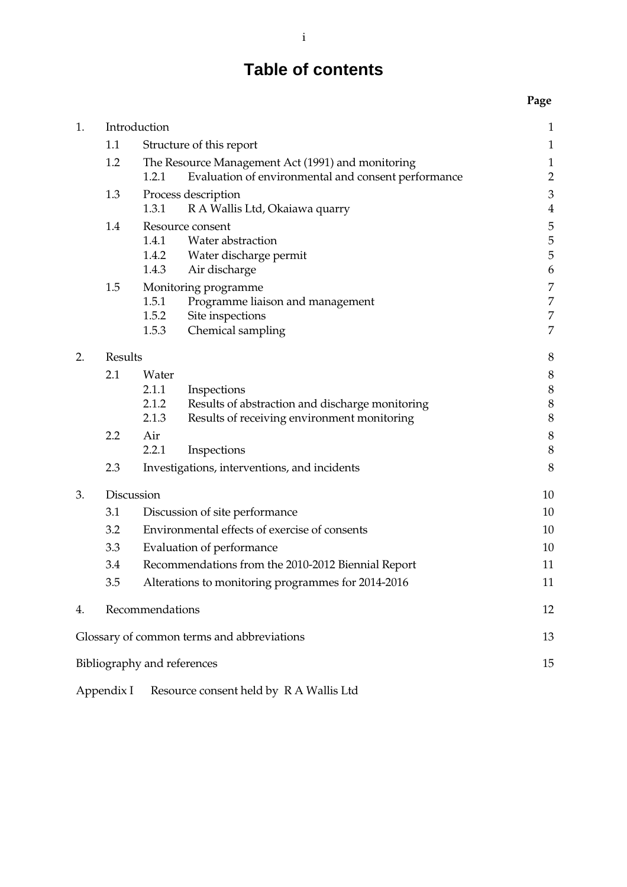# Table of contents

| | | Page |
|---|---|---|
| 1. | Introduction | 1 |
| | 1.1 Structure of this report | 1 |
| | 1.2 The Resource Management Act (1991) and monitoring | 1 |
| | 1.2.1 Evaluation of environmental and consent performance | 2 |
| | 1.3 Process description | 3 |
| | 1.3.1 R A Wallis Ltd, Okaiawa quarry | 4 |
| | 1.4 Resource consent | 5 |
| | 1.4.1 Water abstraction | 5 |
| | 1.4.2 Water discharge permit | 5 |
| | 1.4.3 Air discharge | 6 |
| | 1.5 Monitoring programme | 7 |
| | 1.5.1 Programme liaison and management | 7 |
| | 1.5.2 Site inspections | 7 |
| | 1.5.3 Chemical sampling | 7 |
| 2. | Results | 8 |
| | 2.1 Water | 8 |
| | 2.1.1 Inspections | 8 |
| | 2.1.2 Results of abstraction and discharge monitoring | 8 |
| | 2.1.3 Results of receiving environment monitoring | 8 |
| | 2.2 Air | 8 |
| | 2.2.1 Inspections | 8 |
| | 2.3 Investigations, interventions, and incidents | 8 |
| 3. | Discussion | 10 |
| | 3.1 Discussion of site performance | 10 |
| | 3.2 Environmental effects of exercise of consents | 10 |
| | 3.3 Evaluation of performance | 10 |
| | 3.4 Recommendations from the 2010-2012 Biennial Report | 11 |
| | 3.5 Alterations to monitoring programmes for 2014-2016 | 11 |
| 4. | Recommendations | 12 |
| | Glossary of common terms and abbreviations | 13 |
| | Bibliography and references | 15 |
| | Appendix I Resource consent held by R A Wallis Ltd | |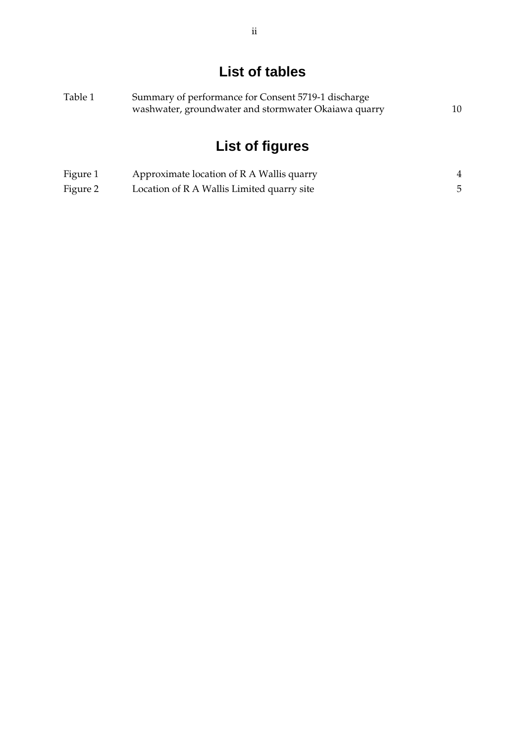# List of tables

| | | |
|---|---|---|
| Table 1 | Summary of performance for Consent 5719-1 discharge washwater, groundwater and stormwater Okaiawa quarry | 10 |

# List of figures

| | | |
|---|---|---|
| Figure 1 | Approximate location of R A Wallis quarry | 4 |
| Figure 2 | Location of R A Wallis Limited quarry site | 5 |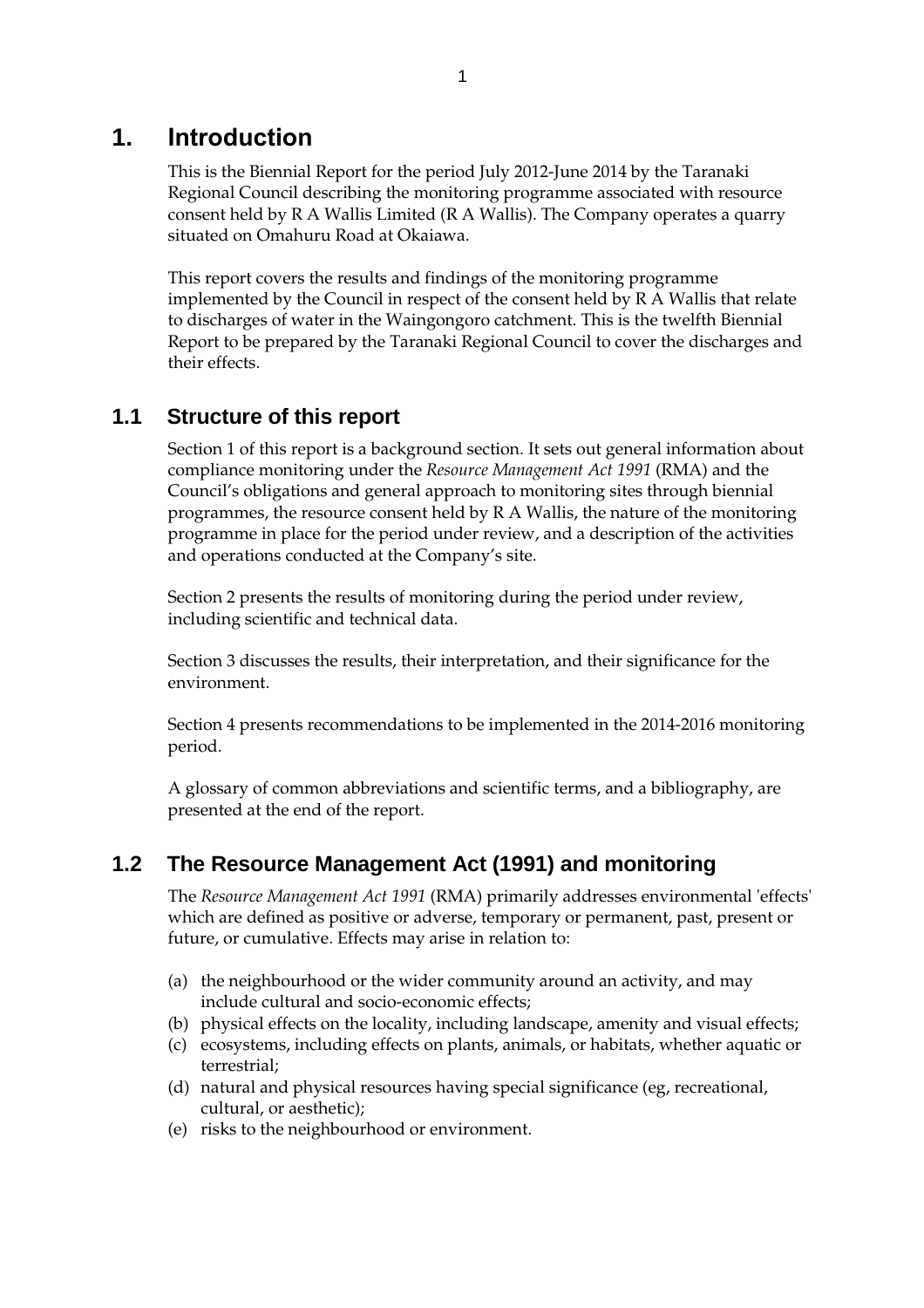# 1. Introduction

This is the Biennial Report for the period July 2012-June 2014 by the Taranaki Regional Council describing the monitoring programme associated with resource consent held by R A Wallis Limited (R A Wallis). The Company operates a quarry situated on Omahuru Road at Okaiawa.

This report covers the results and findings of the monitoring programme implemented by the Council in respect of the consent held by R A Wallis that relate to discharges of water in the Waingongoro catchment. This is the twelfth Biennial Report to be prepared by the Taranaki Regional Council to cover the discharges and their effects.

## 1.1 Structure of this report

Section 1 of this report is a background section. It sets out general information about compliance monitoring under the *Resource Management Act 1991* (RMA) and the Council's obligations and general approach to monitoring sites through biennial programmes, the resource consent held by R A Wallis, the nature of the monitoring programme in place for the period under review, and a description of the activities and operations conducted at the Company's site.

Section 2 presents the results of monitoring during the period under review, including scientific and technical data.

Section 3 discusses the results, their interpretation, and their significance for the environment.

Section 4 presents recommendations to be implemented in the 2014-2016 monitoring period.

A glossary of common abbreviations and scientific terms, and a bibliography, are presented at the end of the report.

## 1.2 The Resource Management Act (1991) and monitoring

The *Resource Management Act 1991* (RMA) primarily addresses environmental 'effects' which are defined as positive or adverse, temporary or permanent, past, present or future, or cumulative. Effects may arise in relation to:

(a) the neighbourhood or the wider community around an activity, and may include cultural and socio-economic effects;
(b) physical effects on the locality, including landscape, amenity and visual effects;
(c) ecosystems, including effects on plants, animals, or habitats, whether aquatic or terrestrial;
(d) natural and physical resources having special significance (eg, recreational, cultural, or aesthetic);
(e) risks to the neighbourhood or environment.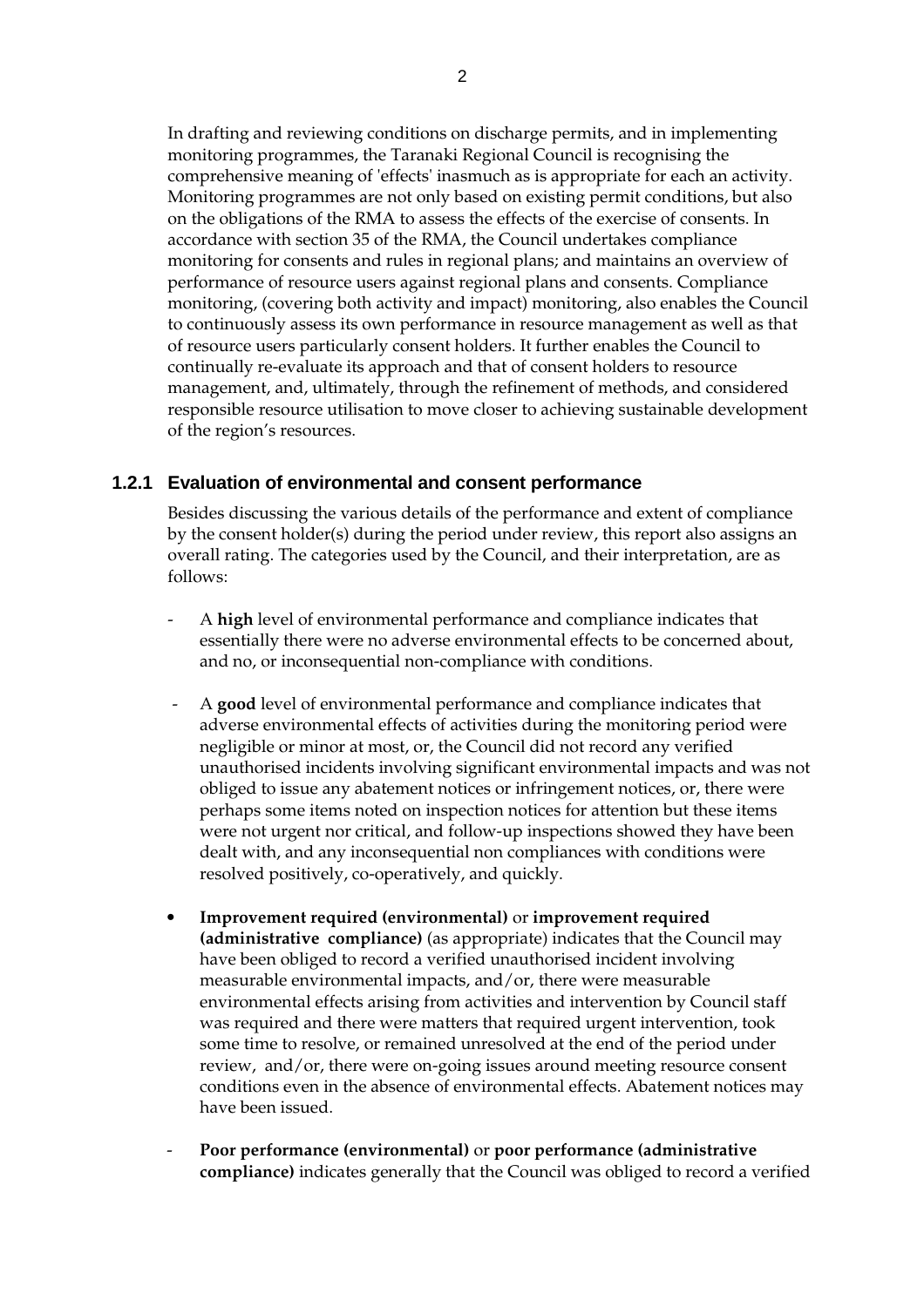In drafting and reviewing conditions on discharge permits, and in implementing monitoring programmes, the Taranaki Regional Council is recognising the comprehensive meaning of 'effects' inasmuch as is appropriate for each an activity. Monitoring programmes are not only based on existing permit conditions, but also on the obligations of the RMA to assess the effects of the exercise of consents. In accordance with section 35 of the RMA, the Council undertakes compliance monitoring for consents and rules in regional plans; and maintains an overview of performance of resource users against regional plans and consents. Compliance monitoring, (covering both activity and impact) monitoring, also enables the Council to continuously assess its own performance in resource management as well as that of resource users particularly consent holders. It further enables the Council to continually re-evaluate its approach and that of consent holders to resource management, and, ultimately, through the refinement of methods, and considered responsible resource utilisation to move closer to achieving sustainable development of the region's resources.

### 1.2.1 Evaluation of environmental and consent performance

Besides discussing the various details of the performance and extent of compliance by the consent holder(s) during the period under review, this report also assigns an overall rating. The categories used by the Council, and their interpretation, are as follows:

- A **high** level of environmental performance and compliance indicates that essentially there were no adverse environmental effects to be concerned about, and no, or inconsequential non-compliance with conditions.

- A **good** level of environmental performance and compliance indicates that adverse environmental effects of activities during the monitoring period were negligible or minor at most, or, the Council did not record any verified unauthorised incidents involving significant environmental impacts and was not obliged to issue any abatement notices or infringement notices, or, there were perhaps some items noted on inspection notices for attention but these items were not urgent nor critical, and follow-up inspections showed they have been dealt with, and any inconsequential non compliances with conditions were resolved positively, co-operatively, and quickly.

- **Improvement required (environmental)** or **improvement required (administrative compliance)** (as appropriate) indicates that the Council may have been obliged to record a verified unauthorised incident involving measurable environmental impacts, and/or, there were measurable environmental effects arising from activities and intervention by Council staff was required and there were matters that required urgent intervention, took some time to resolve, or remained unresolved at the end of the period under review, and/or, there were on-going issues around meeting resource consent conditions even in the absence of environmental effects. Abatement notices may have been issued.

- **Poor performance (environmental)** or **poor performance (administrative compliance)** indicates generally that the Council was obliged to record a verified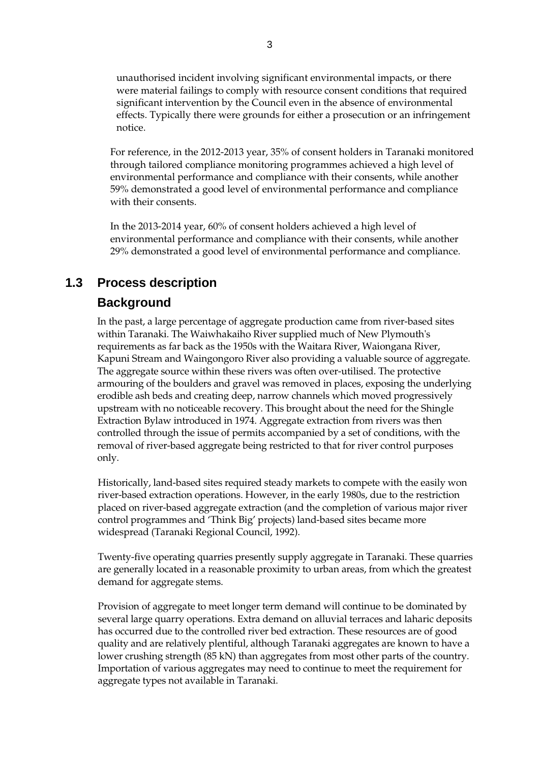unauthorised incident involving significant environmental impacts, or there were material failings to comply with resource consent conditions that required significant intervention by the Council even in the absence of environmental effects. Typically there were grounds for either a prosecution or an infringement notice.

For reference, in the 2012-2013 year, 35% of consent holders in Taranaki monitored through tailored compliance monitoring programmes achieved a high level of environmental performance and compliance with their consents, while another 59% demonstrated a good level of environmental performance and compliance with their consents.

In the 2013-2014 year, 60% of consent holders achieved a high level of environmental performance and compliance with their consents, while another 29% demonstrated a good level of environmental performance and compliance.

## 1.3 Process description

### Background

In the past, a large percentage of aggregate production came from river-based sites within Taranaki. The Waiwhakaiho River supplied much of New Plymouth's requirements as far back as the 1950s with the Waitara River, Waiongana River, Kapuni Stream and Waingongoro River also providing a valuable source of aggregate. The aggregate source within these rivers was often over-utilised. The protective armouring of the boulders and gravel was removed in places, exposing the underlying erodible ash beds and creating deep, narrow channels which moved progressively upstream with no noticeable recovery. This brought about the need for the Shingle Extraction Bylaw introduced in 1974. Aggregate extraction from rivers was then controlled through the issue of permits accompanied by a set of conditions, with the removal of river-based aggregate being restricted to that for river control purposes only.

Historically, land-based sites required steady markets to compete with the easily won river-based extraction operations. However, in the early 1980s, due to the restriction placed on river-based aggregate extraction (and the completion of various major river control programmes and 'Think Big' projects) land-based sites became more widespread (Taranaki Regional Council, 1992).

Twenty-five operating quarries presently supply aggregate in Taranaki. These quarries are generally located in a reasonable proximity to urban areas, from which the greatest demand for aggregate stems.

Provision of aggregate to meet longer term demand will continue to be dominated by several large quarry operations. Extra demand on alluvial terraces and laharic deposits has occurred due to the controlled river bed extraction. These resources are of good quality and are relatively plentiful, although Taranaki aggregates are known to have a lower crushing strength (85 kN) than aggregates from most other parts of the country. Importation of various aggregates may need to continue to meet the requirement for aggregate types not available in Taranaki.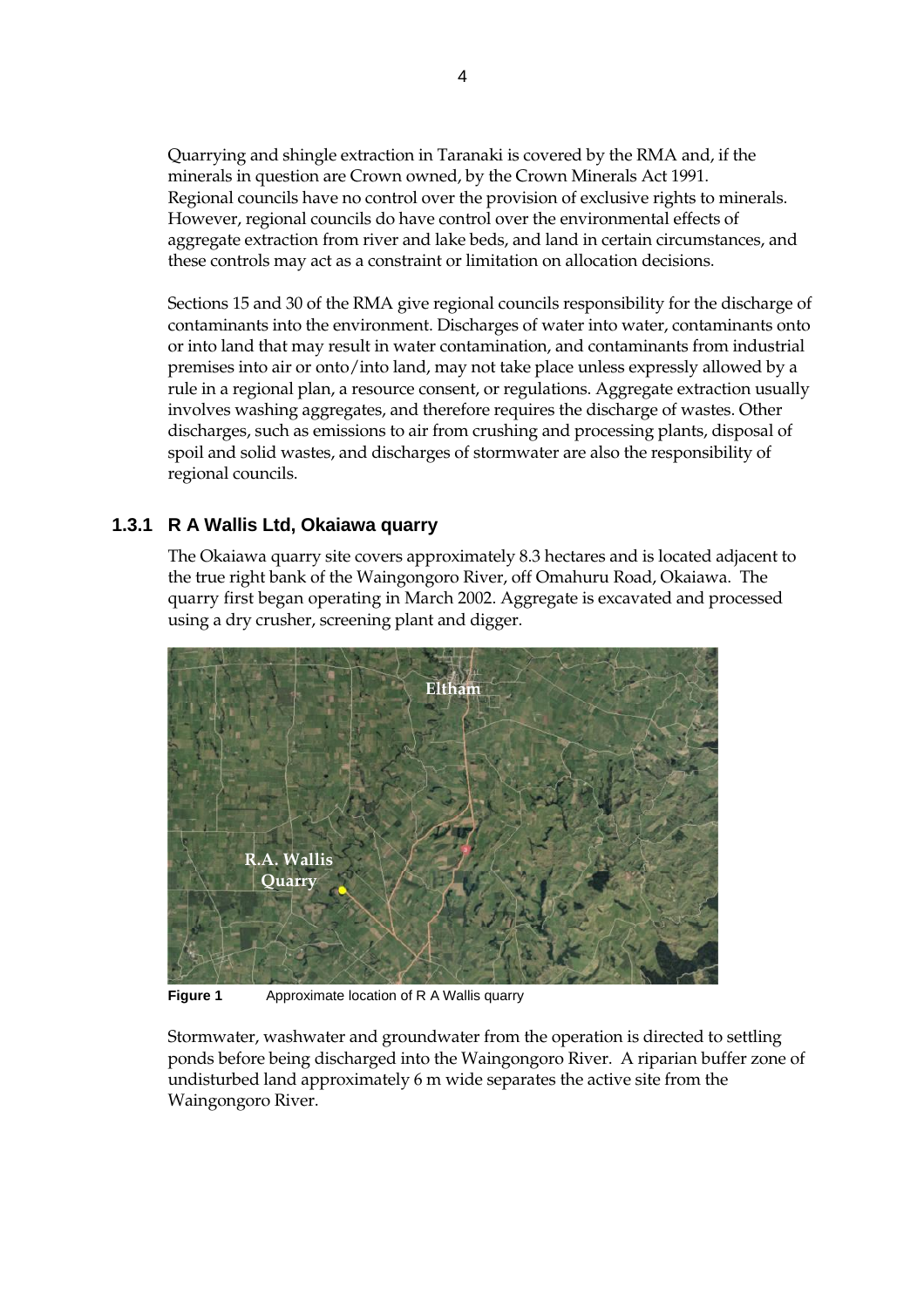Quarrying and shingle extraction in Taranaki is covered by the RMA and, if the minerals in question are Crown owned, by the Crown Minerals Act 1991. Regional councils have no control over the provision of exclusive rights to minerals. However, regional councils do have control over the environmental effects of aggregate extraction from river and lake beds, and land in certain circumstances, and these controls may act as a constraint or limitation on allocation decisions.

Sections 15 and 30 of the RMA give regional councils responsibility for the discharge of contaminants into the environment. Discharges of water into water, contaminants onto or into land that may result in water contamination, and contaminants from industrial premises into air or onto/into land, may not take place unless expressly allowed by a rule in a regional plan, a resource consent, or regulations. Aggregate extraction usually involves washing aggregates, and therefore requires the discharge of wastes. Other discharges, such as emissions to air from crushing and processing plants, disposal of spoil and solid wastes, and discharges of stormwater are also the responsibility of regional councils.

### 1.3.1 R A Wallis Ltd, Okaiawa quarry

The Okaiawa quarry site covers approximately 8.3 hectares and is located adjacent to the true right bank of the Waingongoro River, off Omahuru Road, Okaiawa. The quarry first began operating in March 2002. Aggregate is excavated and processed using a dry crusher, screening plant and digger.

**Figure 1** Approximate location of R A Wallis quarry

Stormwater, washwater and groundwater from the operation is directed to settling ponds before being discharged into the Waingongoro River. A riparian buffer zone of undisturbed land approximately 6 m wide separates the active site from the Waingongoro River.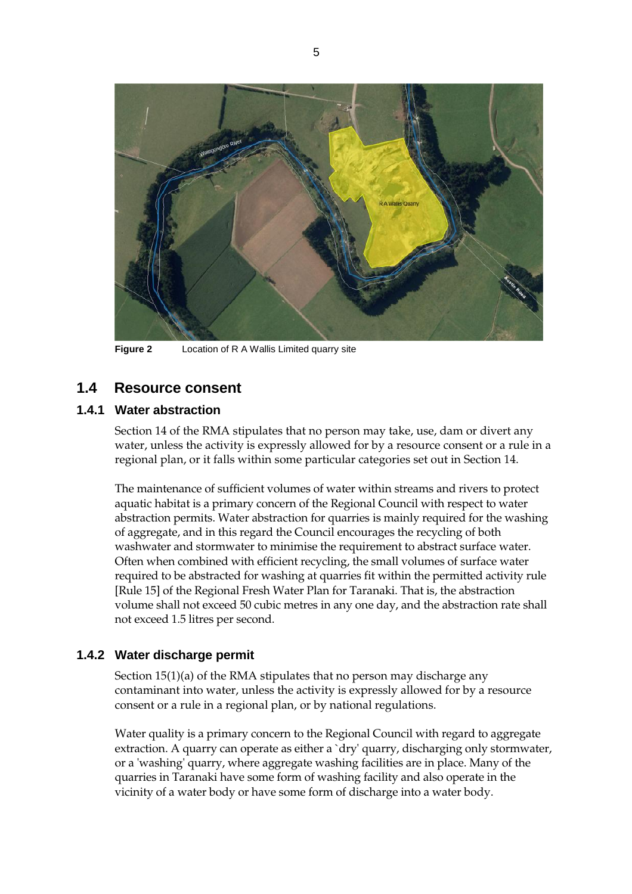**Figure 2** Location of R A Wallis Limited quarry site

## 1.4 Resource consent

### 1.4.1 Water abstraction

Section 14 of the RMA stipulates that no person may take, use, dam or divert any water, unless the activity is expressly allowed for by a resource consent or a rule in a regional plan, or it falls within some particular categories set out in Section 14.

The maintenance of sufficient volumes of water within streams and rivers to protect aquatic habitat is a primary concern of the Regional Council with respect to water abstraction permits. Water abstraction for quarries is mainly required for the washing of aggregate, and in this regard the Council encourages the recycling of both washwater and stormwater to minimise the requirement to abstract surface water. Often when combined with efficient recycling, the small volumes of surface water required to be abstracted for washing at quarries fit within the permitted activity rule [Rule 15] of the Regional Fresh Water Plan for Taranaki. That is, the abstraction volume shall not exceed 50 cubic metres in any one day, and the abstraction rate shall not exceed 1.5 litres per second.

### 1.4.2 Water discharge permit

Section 15(1)(a) of the RMA stipulates that no person may discharge any contaminant into water, unless the activity is expressly allowed for by a resource consent or a rule in a regional plan, or by national regulations.

Water quality is a primary concern to the Regional Council with regard to aggregate extraction. A quarry can operate as either a `dry' quarry, discharging only stormwater, or a 'washing' quarry, where aggregate washing facilities are in place. Many of the quarries in Taranaki have some form of washing facility and also operate in the vicinity of a water body or have some form of discharge into a water body.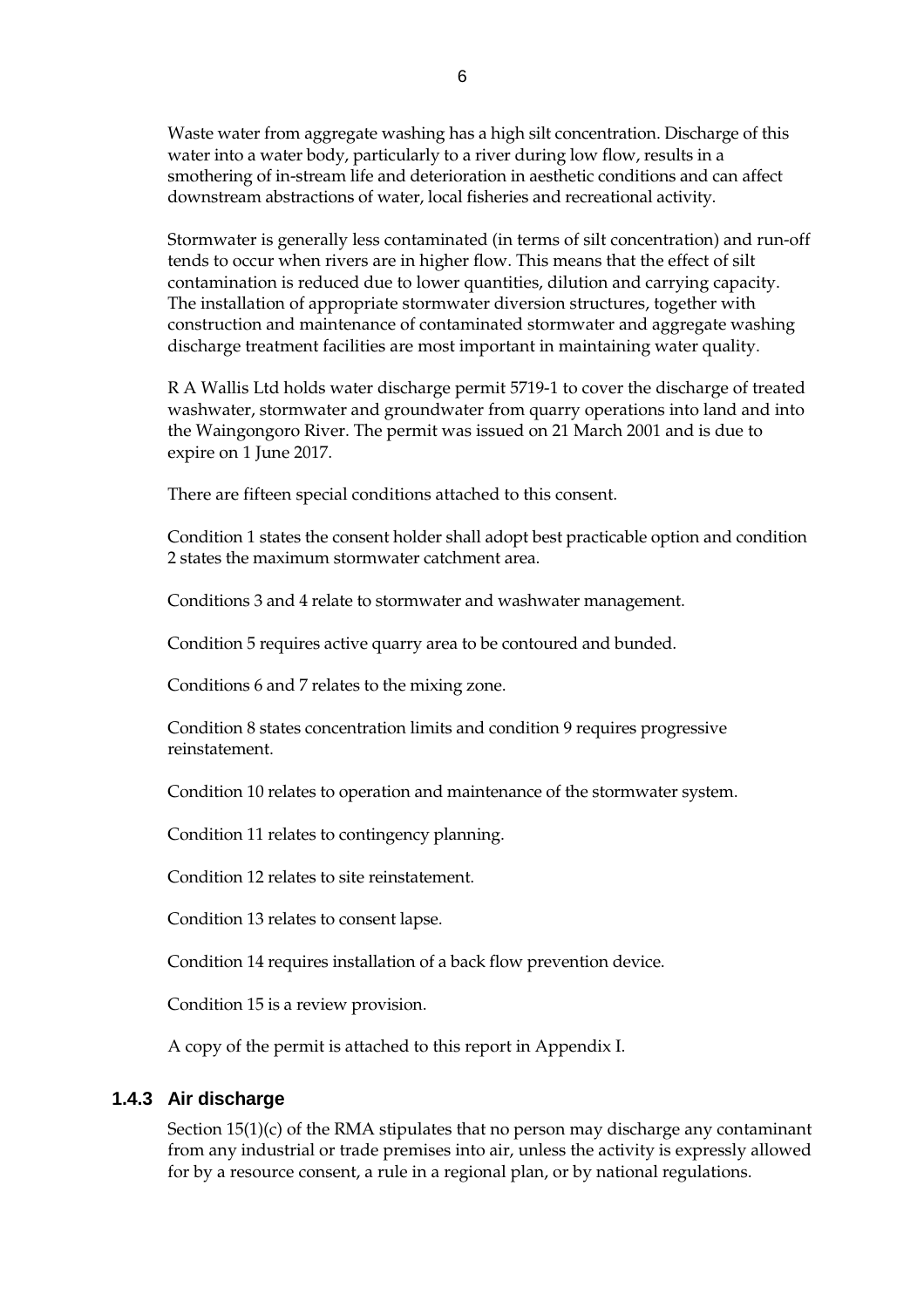Waste water from aggregate washing has a high silt concentration. Discharge of this water into a water body, particularly to a river during low flow, results in a smothering of in-stream life and deterioration in aesthetic conditions and can affect downstream abstractions of water, local fisheries and recreational activity.

Stormwater is generally less contaminated (in terms of silt concentration) and run-off tends to occur when rivers are in higher flow. This means that the effect of silt contamination is reduced due to lower quantities, dilution and carrying capacity. The installation of appropriate stormwater diversion structures, together with construction and maintenance of contaminated stormwater and aggregate washing discharge treatment facilities are most important in maintaining water quality.

R A Wallis Ltd holds water discharge permit 5719-1 to cover the discharge of treated washwater, stormwater and groundwater from quarry operations into land and into the Waingongoro River. The permit was issued on 21 March 2001 and is due to expire on 1 June 2017.

There are fifteen special conditions attached to this consent.

Condition 1 states the consent holder shall adopt best practicable option and condition 2 states the maximum stormwater catchment area.

Conditions 3 and 4 relate to stormwater and washwater management.

Condition 5 requires active quarry area to be contoured and bunded.

Conditions 6 and 7 relates to the mixing zone.

Condition 8 states concentration limits and condition 9 requires progressive reinstatement.

Condition 10 relates to operation and maintenance of the stormwater system.

Condition 11 relates to contingency planning.

Condition 12 relates to site reinstatement.

Condition 13 relates to consent lapse.

Condition 14 requires installation of a back flow prevention device.

Condition 15 is a review provision.

A copy of the permit is attached to this report in Appendix I.

### 1.4.3 Air discharge

Section 15(1)(c) of the RMA stipulates that no person may discharge any contaminant from any industrial or trade premises into air, unless the activity is expressly allowed for by a resource consent, a rule in a regional plan, or by national regulations.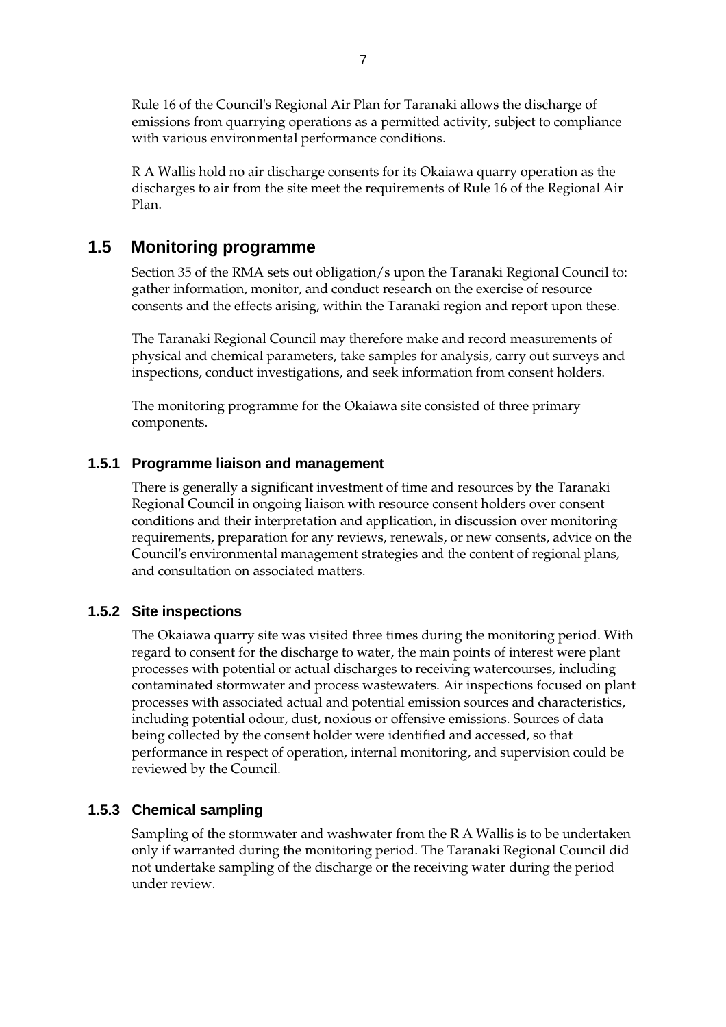Rule 16 of the Council's Regional Air Plan for Taranaki allows the discharge of emissions from quarrying operations as a permitted activity, subject to compliance with various environmental performance conditions.

R A Wallis hold no air discharge consents for its Okaiawa quarry operation as the discharges to air from the site meet the requirements of Rule 16 of the Regional Air Plan.

## 1.5 Monitoring programme

Section 35 of the RMA sets out obligation/s upon the Taranaki Regional Council to: gather information, monitor, and conduct research on the exercise of resource consents and the effects arising, within the Taranaki region and report upon these.

The Taranaki Regional Council may therefore make and record measurements of physical and chemical parameters, take samples for analysis, carry out surveys and inspections, conduct investigations, and seek information from consent holders.

The monitoring programme for the Okaiawa site consisted of three primary components.

### 1.5.1 Programme liaison and management

There is generally a significant investment of time and resources by the Taranaki Regional Council in ongoing liaison with resource consent holders over consent conditions and their interpretation and application, in discussion over monitoring requirements, preparation for any reviews, renewals, or new consents, advice on the Council's environmental management strategies and the content of regional plans, and consultation on associated matters.

### 1.5.2 Site inspections

The Okaiawa quarry site was visited three times during the monitoring period. With regard to consent for the discharge to water, the main points of interest were plant processes with potential or actual discharges to receiving watercourses, including contaminated stormwater and process wastewaters. Air inspections focused on plant processes with associated actual and potential emission sources and characteristics, including potential odour, dust, noxious or offensive emissions. Sources of data being collected by the consent holder were identified and accessed, so that performance in respect of operation, internal monitoring, and supervision could be reviewed by the Council.

### 1.5.3 Chemical sampling

Sampling of the stormwater and washwater from the R A Wallis is to be undertaken only if warranted during the monitoring period. The Taranaki Regional Council did not undertake sampling of the discharge or the receiving water during the period under review.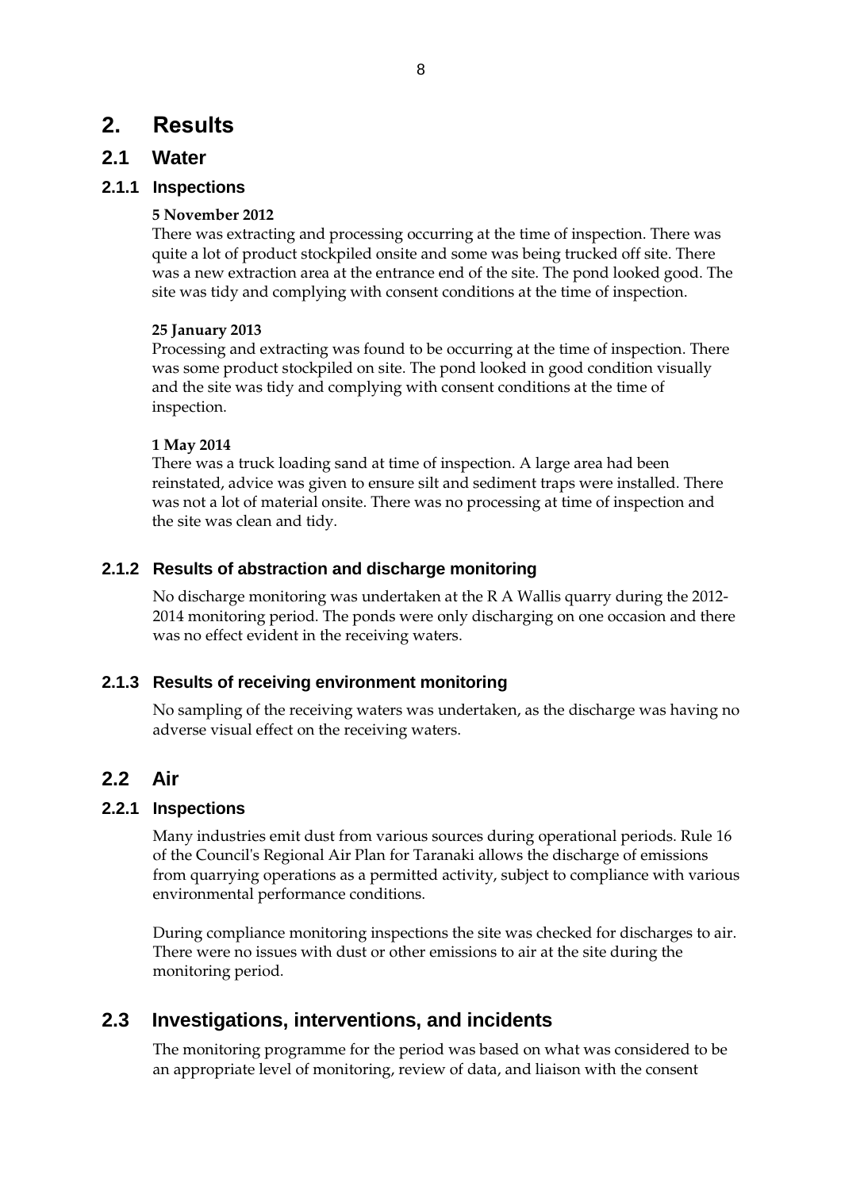# 2. Results

## 2.1 Water

### 2.1.1 Inspections

**5 November 2012**

There was extracting and processing occurring at the time of inspection. There was quite a lot of product stockpiled onsite and some was being trucked off site. There was a new extraction area at the entrance end of the site. The pond looked good. The site was tidy and complying with consent conditions at the time of inspection.

**25 January 2013**

Processing and extracting was found to be occurring at the time of inspection. There was some product stockpiled on site. The pond looked in good condition visually and the site was tidy and complying with consent conditions at the time of inspection.

**1 May 2014**

There was a truck loading sand at time of inspection. A large area had been reinstated, advice was given to ensure silt and sediment traps were installed. There was not a lot of material onsite. There was no processing at time of inspection and the site was clean and tidy.

### 2.1.2 Results of abstraction and discharge monitoring

No discharge monitoring was undertaken at the R A Wallis quarry during the 2012-2014 monitoring period. The ponds were only discharging on one occasion and there was no effect evident in the receiving waters.

### 2.1.3 Results of receiving environment monitoring

No sampling of the receiving waters was undertaken, as the discharge was having no adverse visual effect on the receiving waters.

## 2.2 Air

### 2.2.1 Inspections

Many industries emit dust from various sources during operational periods. Rule 16 of the Council's Regional Air Plan for Taranaki allows the discharge of emissions from quarrying operations as a permitted activity, subject to compliance with various environmental performance conditions.

During compliance monitoring inspections the site was checked for discharges to air. There were no issues with dust or other emissions to air at the site during the monitoring period.

## 2.3 Investigations, interventions, and incidents

The monitoring programme for the period was based on what was considered to be an appropriate level of monitoring, review of data, and liaison with the consent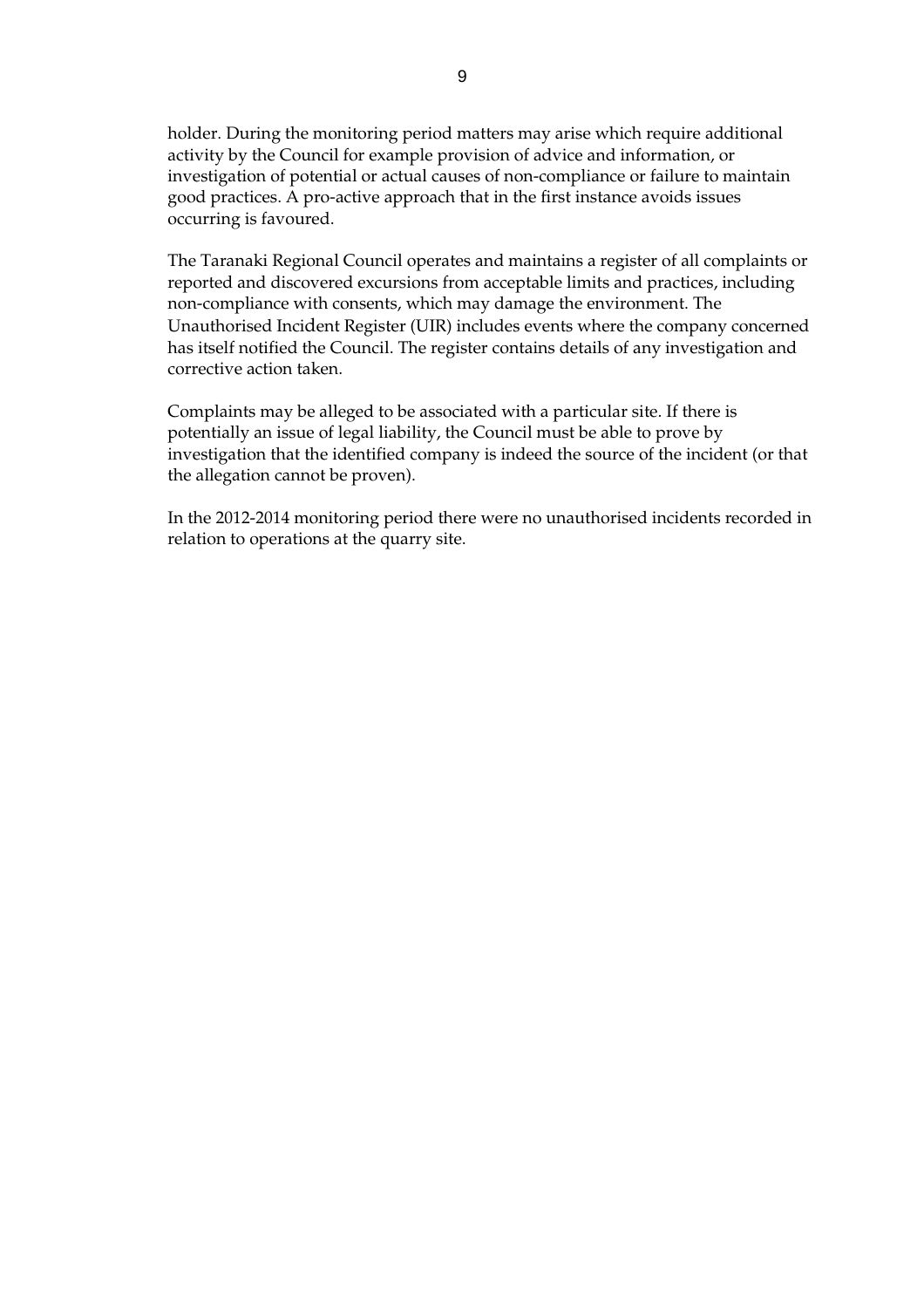holder. During the monitoring period matters may arise which require additional activity by the Council for example provision of advice and information, or investigation of potential or actual causes of non-compliance or failure to maintain good practices. A pro-active approach that in the first instance avoids issues occurring is favoured.

The Taranaki Regional Council operates and maintains a register of all complaints or reported and discovered excursions from acceptable limits and practices, including non-compliance with consents, which may damage the environment. The Unauthorised Incident Register (UIR) includes events where the company concerned has itself notified the Council. The register contains details of any investigation and corrective action taken.

Complaints may be alleged to be associated with a particular site. If there is potentially an issue of legal liability, the Council must be able to prove by investigation that the identified company is indeed the source of the incident (or that the allegation cannot be proven).

In the 2012-2014 monitoring period there were no unauthorised incidents recorded in relation to operations at the quarry site.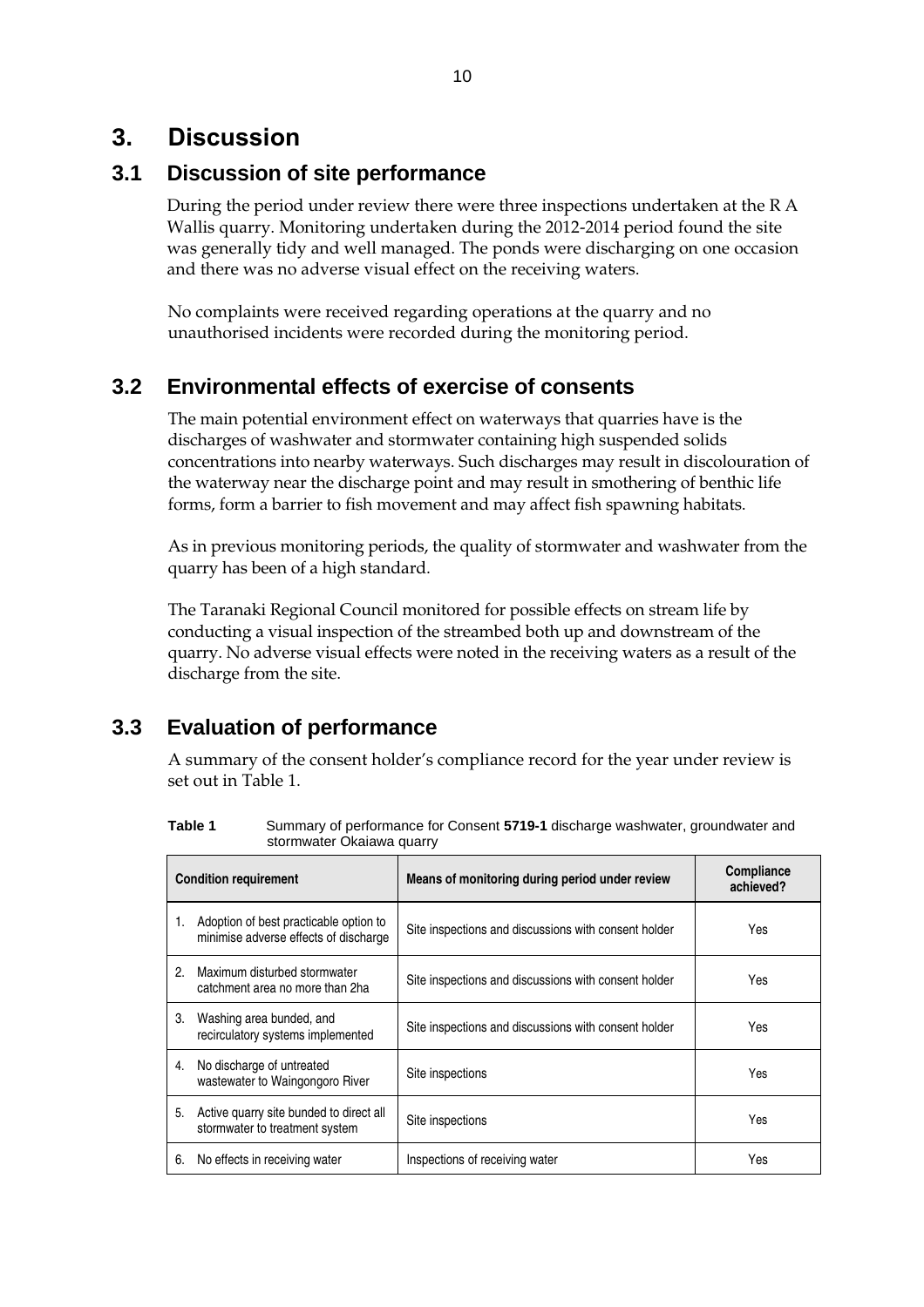# 3. Discussion

## 3.1 Discussion of site performance

During the period under review there were three inspections undertaken at the R A Wallis quarry. Monitoring undertaken during the 2012-2014 period found the site was generally tidy and well managed. The ponds were discharging on one occasion and there was no adverse visual effect on the receiving waters.

No complaints were received regarding operations at the quarry and no unauthorised incidents were recorded during the monitoring period.

## 3.2 Environmental effects of exercise of consents

The main potential environment effect on waterways that quarries have is the discharges of washwater and stormwater containing high suspended solids concentrations into nearby waterways. Such discharges may result in discolouration of the waterway near the discharge point and may result in smothering of benthic life forms, form a barrier to fish movement and may affect fish spawning habitats.

As in previous monitoring periods, the quality of stormwater and washwater from the quarry has been of a high standard.

The Taranaki Regional Council monitored for possible effects on stream life by conducting a visual inspection of the streambed both up and downstream of the quarry. No adverse visual effects were noted in the receiving waters as a result of the discharge from the site.

## 3.3 Evaluation of performance

A summary of the consent holder's compliance record for the year under review is set out in Table 1.

**Table 1** Summary of performance for Consent **5719-1** discharge washwater, groundwater and stormwater Okaiawa quarry

| Condition requirement | Means of monitoring during period under review | Compliance achieved? |
|---|---|---|
| 1. Adoption of best practicable option to minimise adverse effects of discharge | Site inspections and discussions with consent holder | Yes |
| 2. Maximum disturbed stormwater catchment area no more than 2ha | Site inspections and discussions with consent holder | Yes |
| 3. Washing area bunded, and recirculatory systems implemented | Site inspections and discussions with consent holder | Yes |
| 4. No discharge of untreated wastewater to Waingongoro River | Site inspections | Yes |
| 5. Active quarry site bunded to direct all stormwater to treatment system | Site inspections | Yes |
| 6. No effects in receiving water | Inspections of receiving water | Yes |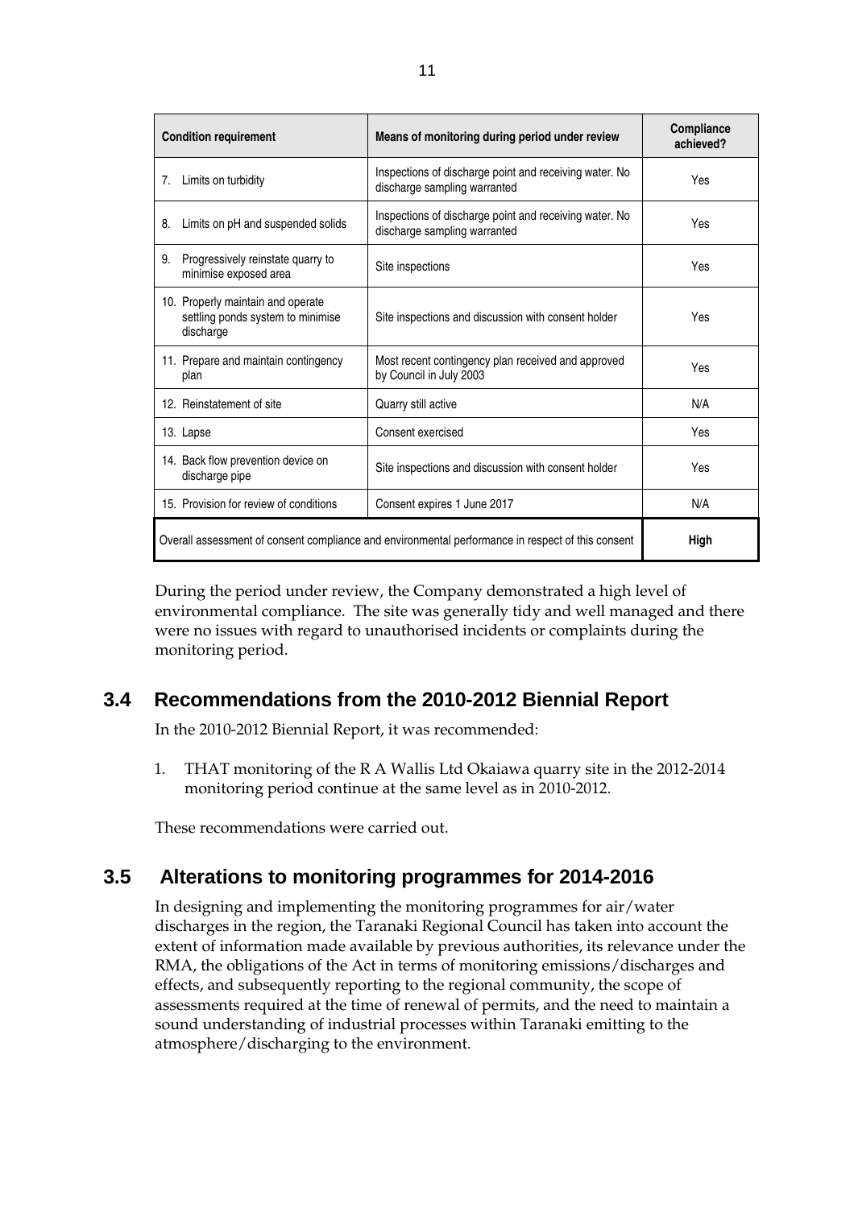| Condition requirement | Means of monitoring during period under review | Compliance achieved? |
|---|---|---|
| 7. Limits on turbidity | Inspections of discharge point and receiving water. No discharge sampling warranted | Yes |
| 8. Limits on pH and suspended solids | Inspections of discharge point and receiving water. No discharge sampling warranted | Yes |
| 9. Progressively reinstate quarry to minimise exposed area | Site inspections | Yes |
| 10. Properly maintain and operate settling ponds system to minimise discharge | Site inspections and discussion with consent holder | Yes |
| 11. Prepare and maintain contingency plan | Most recent contingency plan received and approved by Council in July 2003 | Yes |
| 12. Reinstatement of site | Quarry still active | N/A |
| 13. Lapse | Consent exercised | Yes |
| 14. Back flow prevention device on discharge pipe | Site inspections and discussion with consent holder | Yes |
| 15. Provision for review of conditions | Consent expires 1 June 2017 | N/A |
| Overall assessment of consent compliance and environmental performance in respect of this consent | | **High** |

During the period under review, the Company demonstrated a high level of environmental compliance. The site was generally tidy and well managed and there were no issues with regard to unauthorised incidents or complaints during the monitoring period.

## 3.4 Recommendations from the 2010-2012 Biennial Report

In the 2010-2012 Biennial Report, it was recommended:

1. THAT monitoring of the R A Wallis Ltd Okaiawa quarry site in the 2012-2014 monitoring period continue at the same level as in 2010-2012.

These recommendations were carried out.

## 3.5 Alterations to monitoring programmes for 2014-2016

In designing and implementing the monitoring programmes for air/water discharges in the region, the Taranaki Regional Council has taken into account the extent of information made available by previous authorities, its relevance under the RMA, the obligations of the Act in terms of monitoring emissions/discharges and effects, and subsequently reporting to the regional community, the scope of assessments required at the time of renewal of permits, and the need to maintain a sound understanding of industrial processes within Taranaki emitting to the atmosphere/discharging to the environment.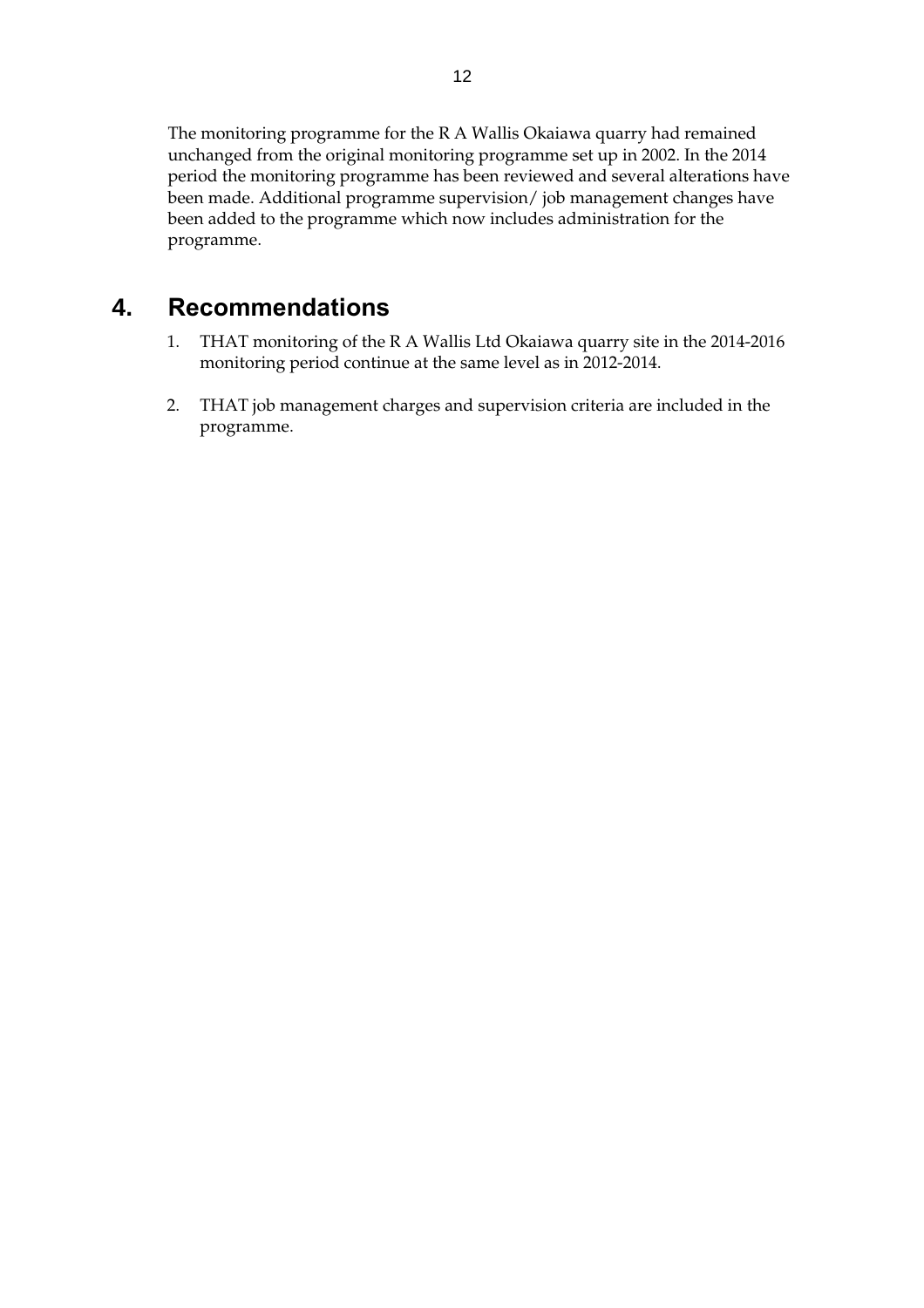The monitoring programme for the R A Wallis Okaiawa quarry had remained unchanged from the original monitoring programme set up in 2002. In the 2014 period the monitoring programme has been reviewed and several alterations have been made. Additional programme supervision/ job management changes have been added to the programme which now includes administration for the programme.

# 4. Recommendations

1. THAT monitoring of the R A Wallis Ltd Okaiawa quarry site in the 2014-2016 monitoring period continue at the same level as in 2012-2014.

2. THAT job management charges and supervision criteria are included in the programme.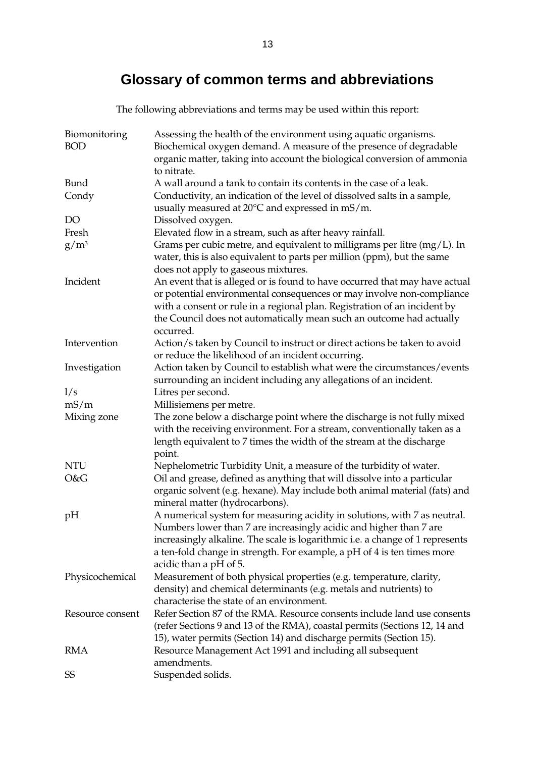# Glossary of common terms and abbreviations

The following abbreviations and terms may be used within this report:

| | |
|---|---|
| Biomonitoring | Assessing the health of the environment using aquatic organisms. |
| BOD | Biochemical oxygen demand. A measure of the presence of degradable organic matter, taking into account the biological conversion of ammonia to nitrate. |
| Bund | A wall around a tank to contain its contents in the case of a leak. |
| Condy | Conductivity, an indication of the level of dissolved salts in a sample, usually measured at 20°C and expressed in mS/m. |
| DO | Dissolved oxygen. |
| Fresh | Elevated flow in a stream, such as after heavy rainfall. |
| $g/m^3$ | Grams per cubic metre, and equivalent to milligrams per litre (mg/L). In water, this is also equivalent to parts per million (ppm), but the same does not apply to gaseous mixtures. |
| Incident | An event that is alleged or is found to have occurred that may have actual or potential environmental consequences or may involve non-compliance with a consent or rule in a regional plan. Registration of an incident by the Council does not automatically mean such an outcome had actually occurred. |
| Intervention | Action/s taken by Council to instruct or direct actions be taken to avoid or reduce the likelihood of an incident occurring. |
| Investigation | Action taken by Council to establish what were the circumstances/events surrounding an incident including any allegations of an incident. |
| l/s | Litres per second. |
| mS/m | Millisiemens per metre. |
| Mixing zone | The zone below a discharge point where the discharge is not fully mixed with the receiving environment. For a stream, conventionally taken as a length equivalent to 7 times the width of the stream at the discharge point. |
| NTU | Nephelometric Turbidity Unit, a measure of the turbidity of water. |
| O&G | Oil and grease, defined as anything that will dissolve into a particular organic solvent (e.g. hexane). May include both animal material (fats) and mineral matter (hydrocarbons). |
| pH | A numerical system for measuring acidity in solutions, with 7 as neutral. Numbers lower than 7 are increasingly acidic and higher than 7 are increasingly alkaline. The scale is logarithmic i.e. a change of 1 represents a ten-fold change in strength. For example, a pH of 4 is ten times more acidic than a pH of 5. |
| Physicochemical | Measurement of both physical properties (e.g. temperature, clarity, density) and chemical determinants (e.g. metals and nutrients) to characterise the state of an environment. |
| Resource consent | Refer Section 87 of the RMA. Resource consents include land use consents (refer Sections 9 and 13 of the RMA), coastal permits (Sections 12, 14 and 15), water permits (Section 14) and discharge permits (Section 15). |
| RMA | Resource Management Act 1991 and including all subsequent amendments. |
| SS | Suspended solids. |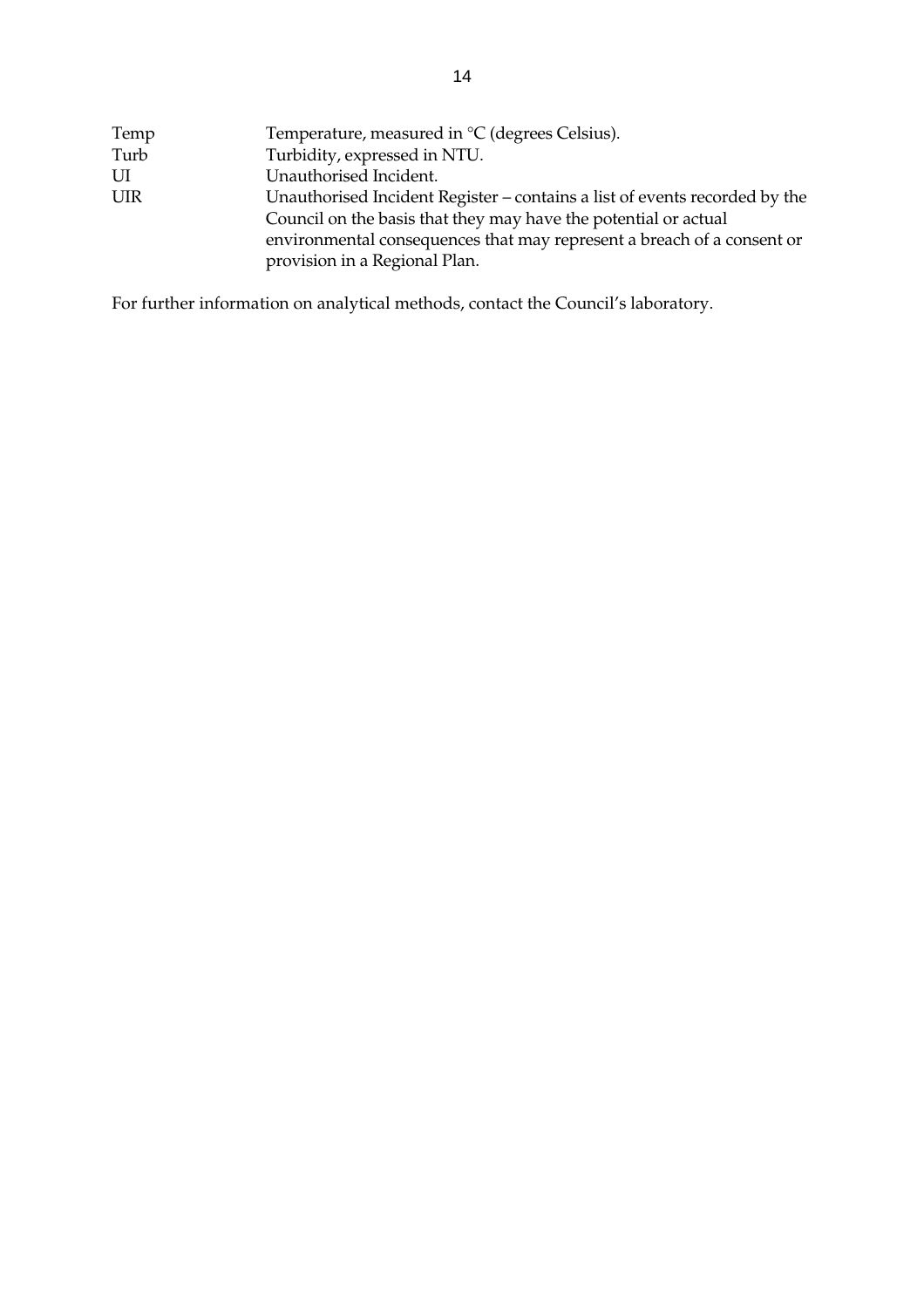| | |
|---|---|
| Temp | Temperature, measured in °C (degrees Celsius). |
| Turb | Turbidity, expressed in NTU. |
| UI | Unauthorised Incident. |
| UIR | Unauthorised Incident Register – contains a list of events recorded by the Council on the basis that they may have the potential or actual environmental consequences that may represent a breach of a consent or provision in a Regional Plan. |

For further information on analytical methods, contact the Council's laboratory.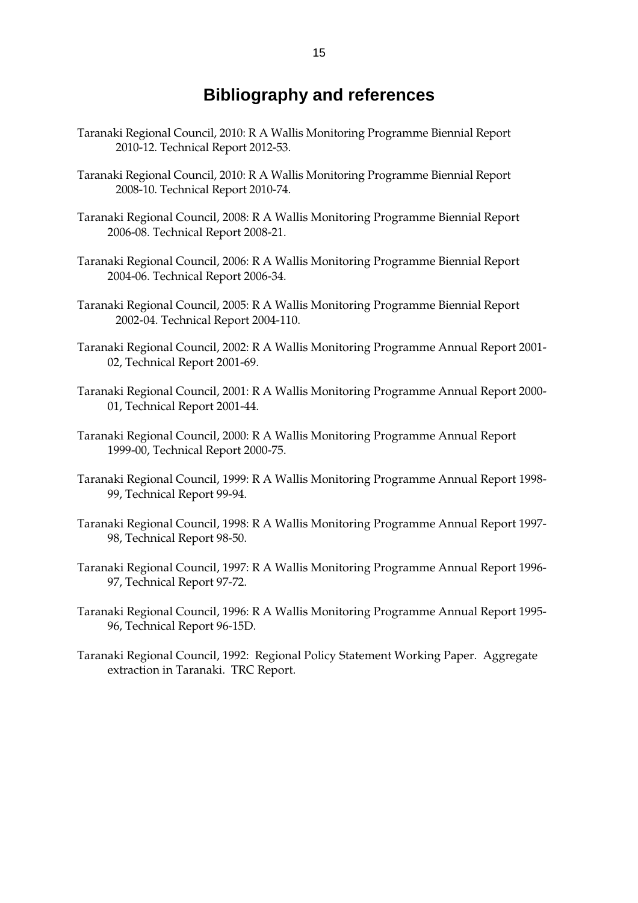# Bibliography and references

Taranaki Regional Council, 2010: R A Wallis Monitoring Programme Biennial Report 2010-12. Technical Report 2012-53.

Taranaki Regional Council, 2010: R A Wallis Monitoring Programme Biennial Report 2008-10. Technical Report 2010-74.

Taranaki Regional Council, 2008: R A Wallis Monitoring Programme Biennial Report 2006-08. Technical Report 2008-21.

Taranaki Regional Council, 2006: R A Wallis Monitoring Programme Biennial Report 2004-06. Technical Report 2006-34.

Taranaki Regional Council, 2005: R A Wallis Monitoring Programme Biennial Report 2002-04. Technical Report 2004-110.

Taranaki Regional Council, 2002: R A Wallis Monitoring Programme Annual Report 2001-02, Technical Report 2001-69.

Taranaki Regional Council, 2001: R A Wallis Monitoring Programme Annual Report 2000-01, Technical Report 2001-44.

Taranaki Regional Council, 2000: R A Wallis Monitoring Programme Annual Report 1999-00, Technical Report 2000-75.

Taranaki Regional Council, 1999: R A Wallis Monitoring Programme Annual Report 1998-99, Technical Report 99-94.

Taranaki Regional Council, 1998: R A Wallis Monitoring Programme Annual Report 1997-98, Technical Report 98-50.

Taranaki Regional Council, 1997: R A Wallis Monitoring Programme Annual Report 1996-97, Technical Report 97-72.

Taranaki Regional Council, 1996: R A Wallis Monitoring Programme Annual Report 1995-96, Technical Report 96-15D.

Taranaki Regional Council, 1992: Regional Policy Statement Working Paper. Aggregate extraction in Taranaki. TRC Report.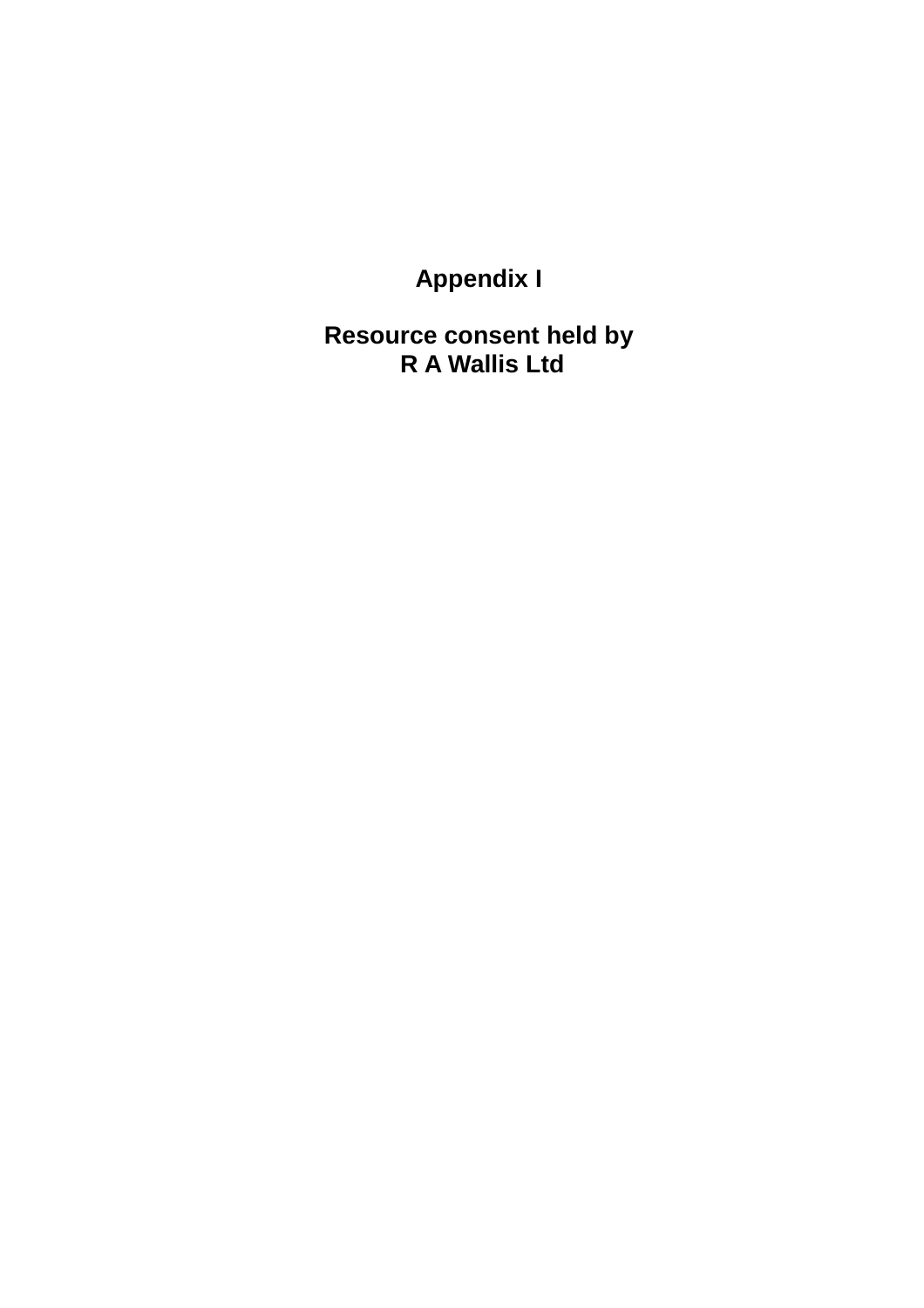# Appendix I

## Resource consent held by R A Wallis Ltd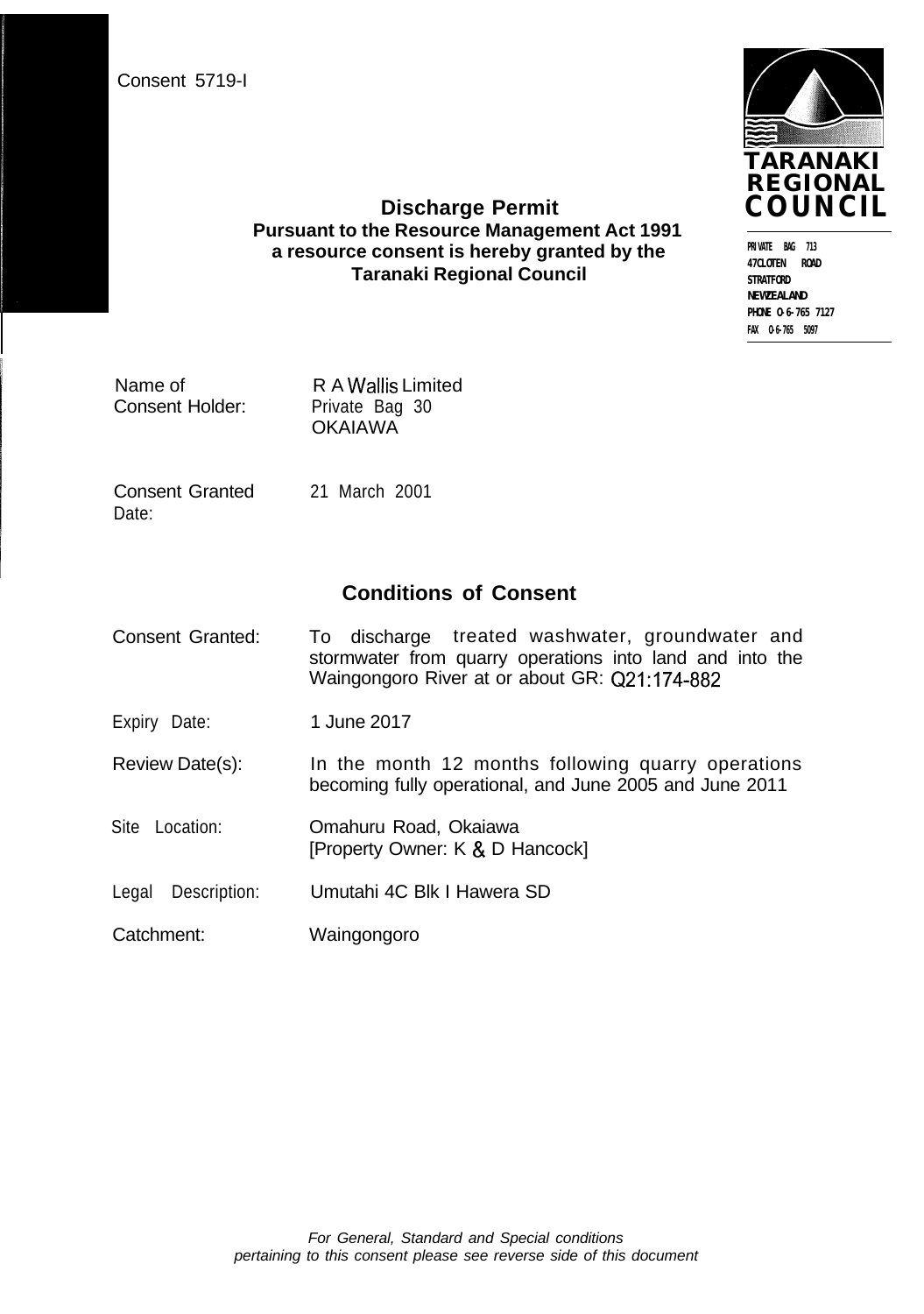Consent 5719-I

TARANAKI REGIONAL COUNCIL

PRIVATE BAG 713
47 CLOTEN ROAD
STRATFORD
NEW ZEALAND
PHONE 0-6-765 7127
FAX 0-6-765 5097

## Discharge Permit

**Pursuant to the Resource Management Act 1991 a resource consent is hereby granted by the Taranaki Regional Council**

| | |
|---|---|
| Name of Consent Holder: | R A Wallis Limited<br>Private Bag 30<br>OKAIAWA |
| Consent Granted Date: | 21 March 2001 |

### Conditions of Consent

| | |
|---|---|
| Consent Granted: | To discharge treated washwater, groundwater and stormwater from quarry operations into land and into the Waingongoro River at or about GR: Q21:174-882 |
| Expiry Date: | 1 June 2017 |
| Review Date(s): | In the month 12 months following quarry operations becoming fully operational, and June 2005 and June 2011 |
| Site Location: | Omahuru Road, Okaiawa<br>[Property Owner: K & D Hancock] |
| Legal Description: | Umutahi 4C Blk I Hawera SD |
| Catchment: | Waingongoro |

*For General, Standard and Special conditions pertaining to this consent please see reverse side of this document*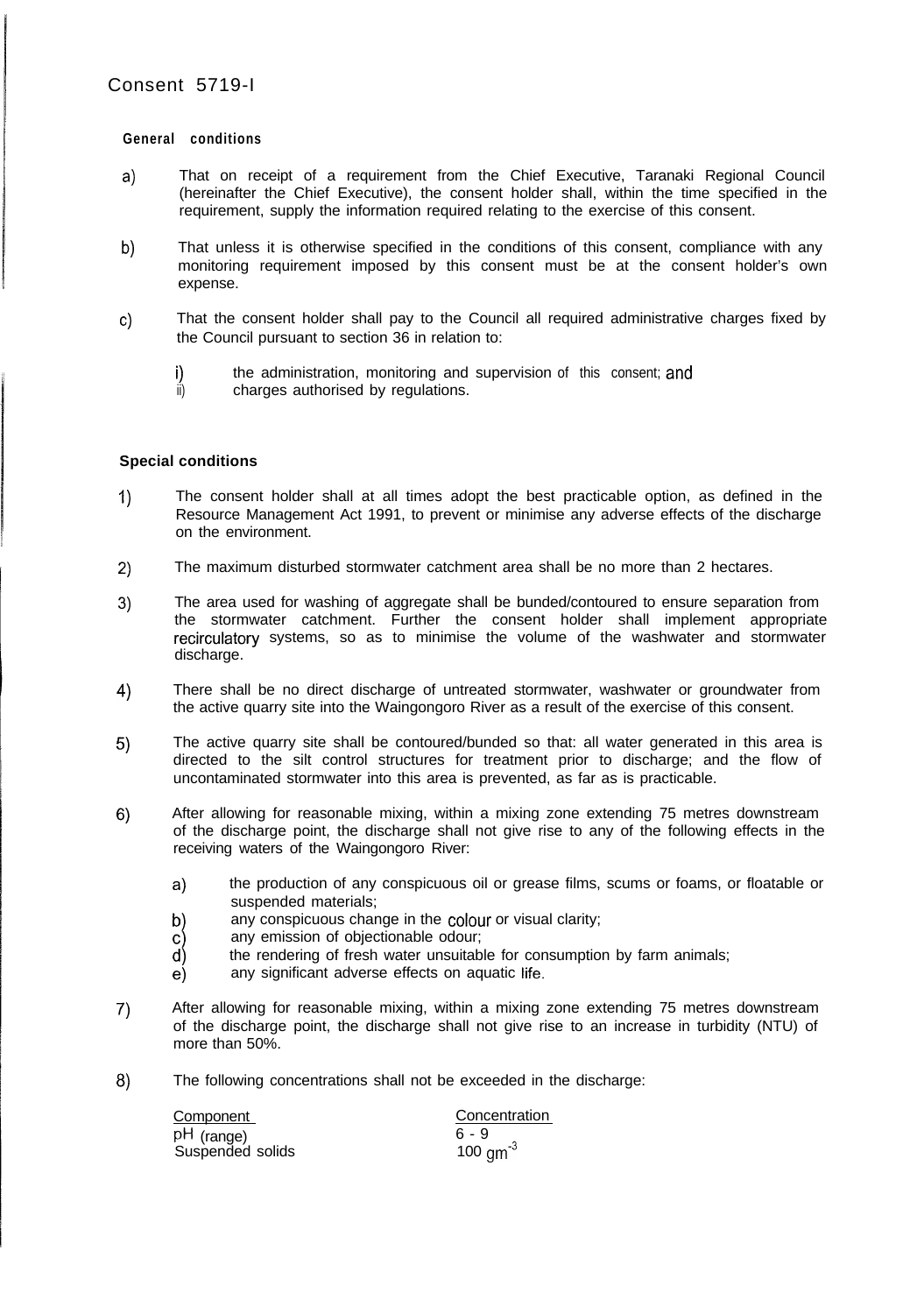Consent 5719-l

**General conditions**

a) That on receipt of a requirement from the Chief Executive, Taranaki Regional Council (hereinafter the Chief Executive), the consent holder shall, within the time specified in the requirement, supply the information required relating to the exercise of this consent.

b) That unless it is otherwise specified in the conditions of this consent, compliance with any monitoring requirement imposed by this consent must be at the consent holder's own expense.

c) That the consent holder shall pay to the Council all required administrative charges fixed by the Council pursuant to section 36 in relation to:

   i) the administration, monitoring and supervision of this consent; and
   ii) charges authorised by regulations.

**Special conditions**

1) The consent holder shall at all times adopt the best practicable option, as defined in the Resource Management Act 1991, to prevent or minimise any adverse effects of the discharge on the environment.

2) The maximum disturbed stormwater catchment area shall be no more than 2 hectares.

3) The area used for washing of aggregate shall be bunded/contoured to ensure separation from the stormwater catchment. Further the consent holder shall implement appropriate recirculatory systems, so as to minimise the volume of the washwater and stormwater discharge.

4) There shall be no direct discharge of untreated stormwater, washwater or groundwater from the active quarry site into the Waingongoro River as a result of the exercise of this consent.

5) The active quarry site shall be contoured/bunded so that: all water generated in this area is directed to the silt control structures for treatment prior to discharge; and the flow of uncontaminated stormwater into this area is prevented, as far as is practicable.

6) After allowing for reasonable mixing, within a mixing zone extending 75 metres downstream of the discharge point, the discharge shall not give rise to any of the following effects in the receiving waters of the Waingongoro River:

   a) the production of any conspicuous oil or grease films, scums or foams, or floatable or suspended materials;
   b) any conspicuous change in the colour or visual clarity;
   c) any emission of objectionable odour;
   d) the rendering of fresh water unsuitable for consumption by farm animals;
   e) any significant adverse effects on aquatic life.

7) After allowing for reasonable mixing, within a mixing zone extending 75 metres downstream of the discharge point, the discharge shall not give rise to an increase in turbidity (NTU) of more than 50%.

8) The following concentrations shall not be exceeded in the discharge:

| Component | Concentration |
|---|---|
| pH (range) | 6 - 9 |
| Suspended solids | 100 $gm^{-3}$ |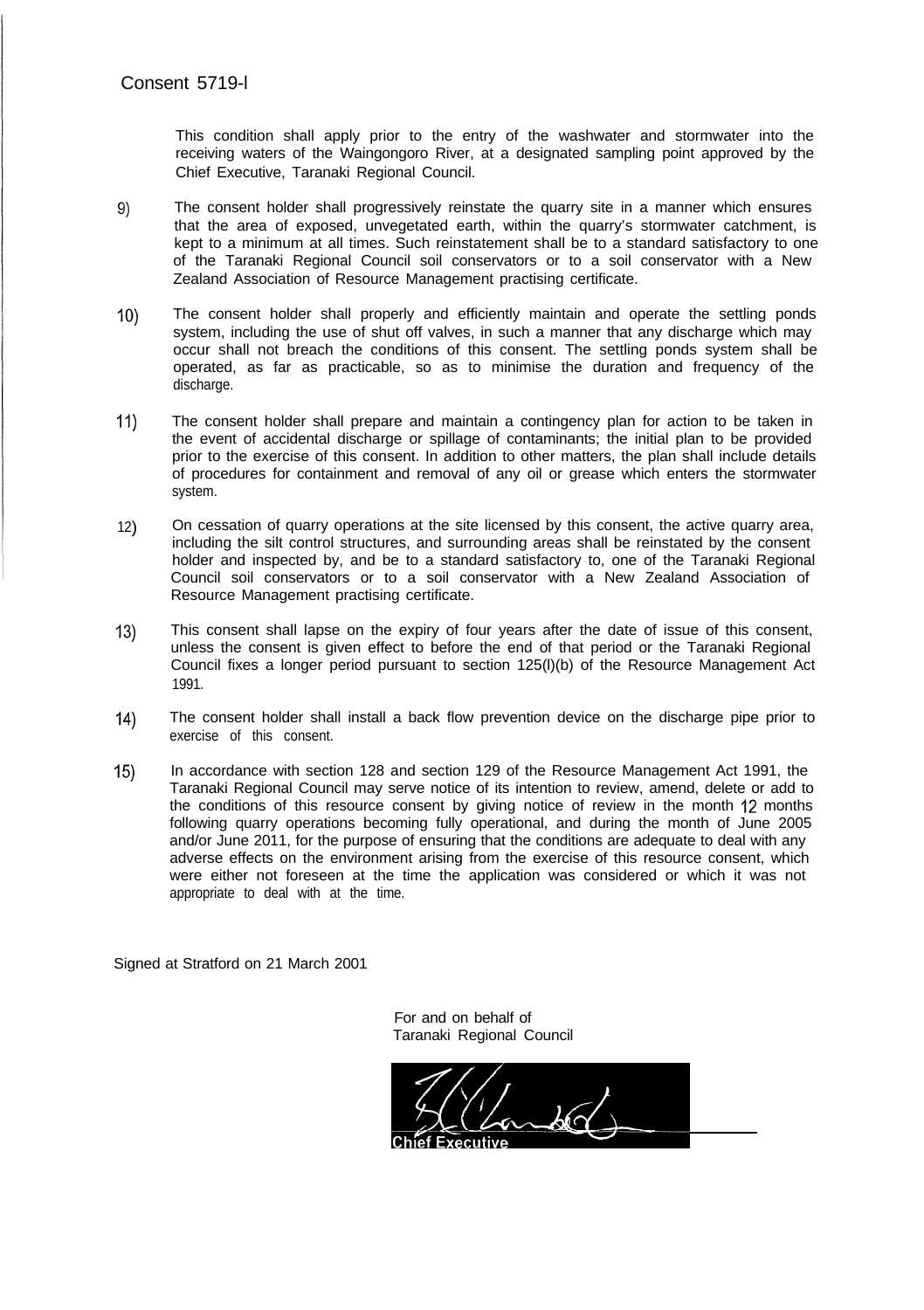Consent 5719-l

This condition shall apply prior to the entry of the washwater and stormwater into the receiving waters of the Waingongoro River, at a designated sampling point approved by the Chief Executive, Taranaki Regional Council.

9) The consent holder shall progressively reinstate the quarry site in a manner which ensures that the area of exposed, unvegetated earth, within the quarry's stormwater catchment, is kept to a minimum at all times. Such reinstatement shall be to a standard satisfactory to one of the Taranaki Regional Council soil conservators or to a soil conservator with a New Zealand Association of Resource Management practising certificate.

10) The consent holder shall properly and efficiently maintain and operate the settling ponds system, including the use of shut off valves, in such a manner that any discharge which may occur shall not breach the conditions of this consent. The settling ponds system shall be operated, as far as practicable, so as to minimise the duration and frequency of the discharge.

11) The consent holder shall prepare and maintain a contingency plan for action to be taken in the event of accidental discharge or spillage of contaminants; the initial plan to be provided prior to the exercise of this consent. In addition to other matters, the plan shall include details of procedures for containment and removal of any oil or grease which enters the stormwater system.

12) On cessation of quarry operations at the site licensed by this consent, the active quarry area, including the silt control structures, and surrounding areas shall be reinstated by the consent holder and inspected by, and be to a standard satisfactory to, one of the Taranaki Regional Council soil conservators or to a soil conservator with a New Zealand Association of Resource Management practising certificate.

13) This consent shall lapse on the expiry of four years after the date of issue of this consent, unless the consent is given effect to before the end of that period or the Taranaki Regional Council fixes a longer period pursuant to section 125(l)(b) of the Resource Management Act 1991.

14) The consent holder shall install a back flow prevention device on the discharge pipe prior to exercise of this consent.

15) In accordance with section 128 and section 129 of the Resource Management Act 1991, the Taranaki Regional Council may serve notice of its intention to review, amend, delete or add to the conditions of this resource consent by giving notice of review in the month 12 months following quarry operations becoming fully operational, and during the month of June 2005 and/or June 2011, for the purpose of ensuring that the conditions are adequate to deal with any adverse effects on the environment arising from the exercise of this resource consent, which were either not foreseen at the time the application was considered or which it was not appropriate to deal with at the time.

Signed at Stratford on 21 March 2001

For and on behalf of
Taranaki Regional Council

Chief Executive